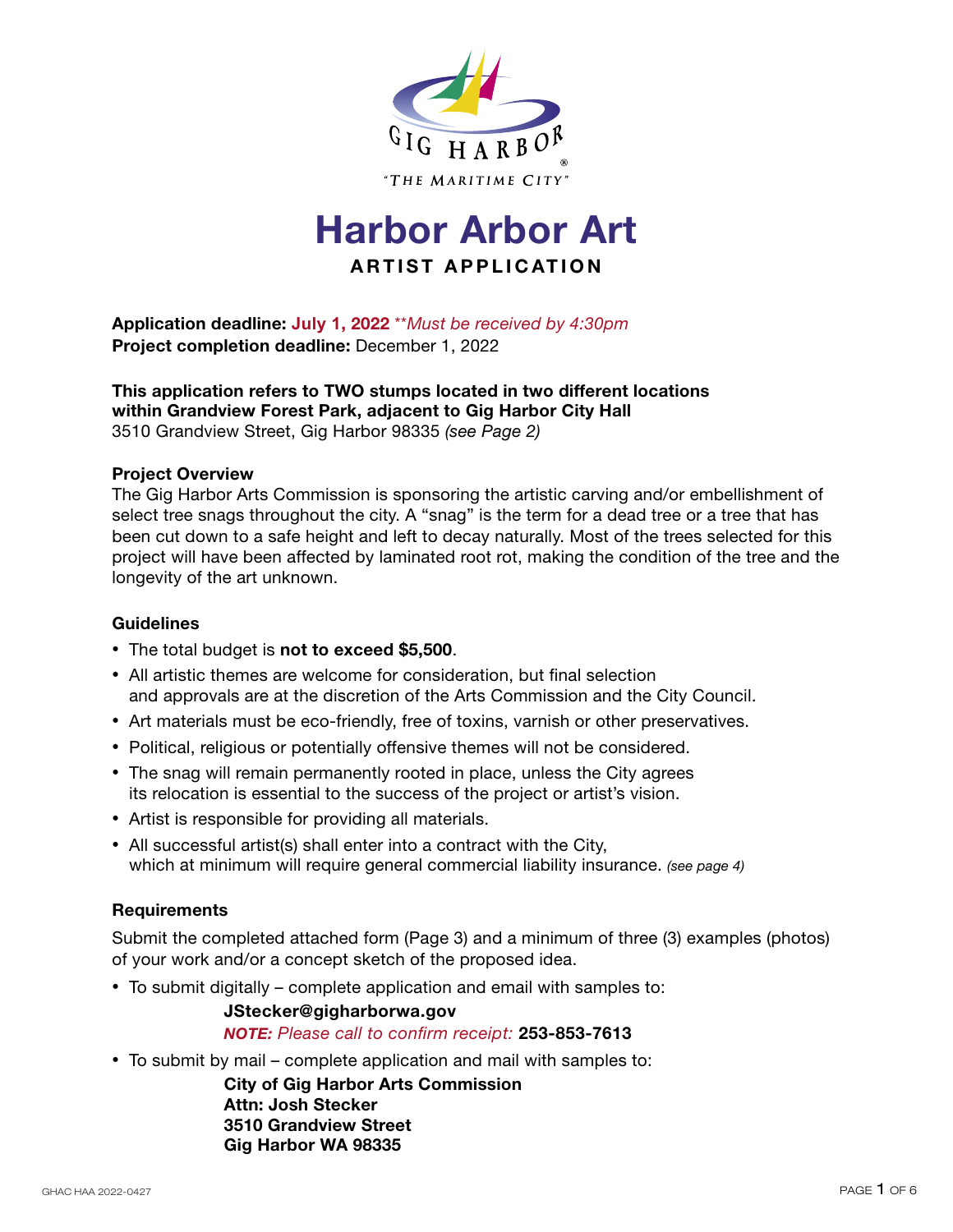GIG HARBOR®

*"THE MARITIME CITY"*

# Harbor Arbor Art

## ARTIST APPLICATION

**Application deadline: July 1, 2022** *\*\*Must be received by 4:30pm*
**Project completion deadline:** December 1, 2022

**This application refers to TWO stumps located in two different locations within Grandview Forest Park, adjacent to Gig Harbor City Hall**
3510 Grandview Street, Gig Harbor 98335 *(see Page 2)*

### Project Overview

The Gig Harbor Arts Commission is sponsoring the artistic carving and/or embellishment of select tree snags throughout the city. A "snag" is the term for a dead tree or a tree that has been cut down to a safe height and left to decay naturally. Most of the trees selected for this project will have been affected by laminated root rot, making the condition of the tree and the longevity of the art unknown.

### Guidelines

- The total budget is **not to exceed $5,500**.
- All artistic themes are welcome for consideration, but final selection and approvals are at the discretion of the Arts Commission and the City Council.
- Art materials must be eco-friendly, free of toxins, varnish or other preservatives.
- Political, religious or potentially offensive themes will not be considered.
- The snag will remain permanently rooted in place, unless the City agrees its relocation is essential to the success of the project or artist's vision.
- Artist is responsible for providing all materials.
- All successful artist(s) shall enter into a contract with the City, which at minimum will require general commercial liability insurance. *(see page 4)*

### Requirements

Submit the completed attached form (Page 3) and a minimum of three (3) examples (photos) of your work and/or a concept sketch of the proposed idea.

- To submit digitally – complete application and email with samples to:

  **JStecker@gigharborwa.gov**
  ***NOTE:*** *Please call to confirm receipt:* **253-853-7613**

- To submit by mail – complete application and mail with samples to:

  **City of Gig Harbor Arts Commission**
  **Attn: Josh Stecker**
  **3510 Grandview Street**
  **Gig Harbor WA 98335**

GHAC HAA 2022-0427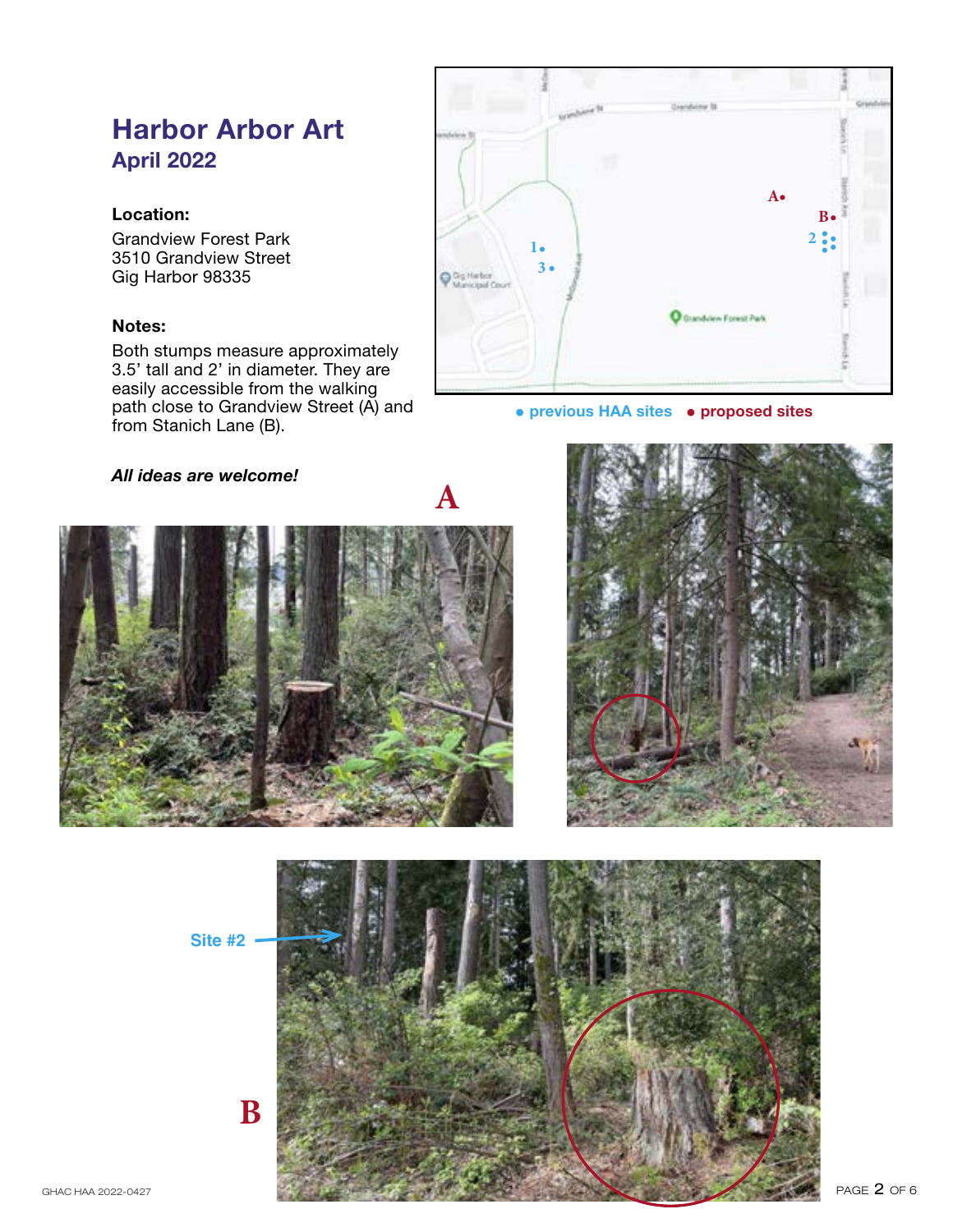# Harbor Arbor Art

## April 2022

**Location:**

Grandview Forest Park
3510 Grandview Street
Gig Harbor 98335

**Notes:**

Both stumps measure approximately 3.5' tall and 2' in diameter. They are easily accessible from the walking path close to Grandview Street (A) and from Stanich Lane (B).

***All ideas are welcome!***

● previous HAA sites ● proposed sites

A

Site #2

B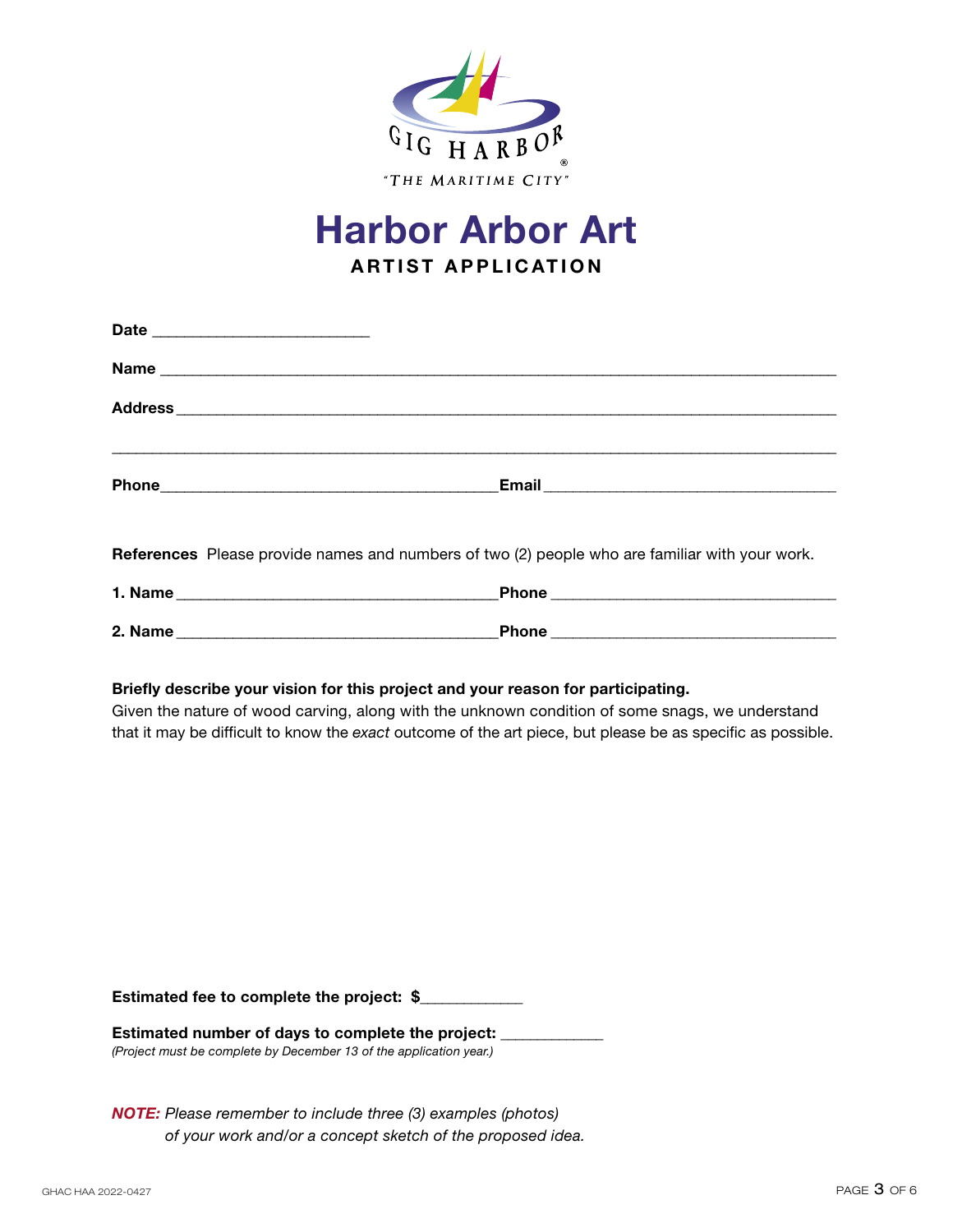GIG HARBOR®

*"THE MARITIME CITY"*

# Harbor Arbor Art

## ARTIST APPLICATION

**Date** ________________________

**Name** ______________________________________________________________________

**Address** ____________________________________________________________________

______________________________________________________________________________

**Phone** ____________________________________ **Email** ______________________________

**References** Please provide names and numbers of two (2) people who are familiar with your work.

**1. Name** ___________________________________ **Phone** ______________________________

**2. Name** ___________________________________ **Phone** ______________________________

**Briefly describe your vision for this project and your reason for participating.**
Given the nature of wood carving, along with the unknown condition of some snags, we understand that it may be difficult to know the *exact* outcome of the art piece, but please be as specific as possible.

**Estimated fee to complete the project: $**___________

**Estimated number of days to complete the project:** ___________
*(Project must be complete by December 13 of the application year.)*

***NOTE:*** *Please remember to include three (3) examples (photos) of your work and/or a concept sketch of the proposed idea.*

GHAC HAA 2022-0427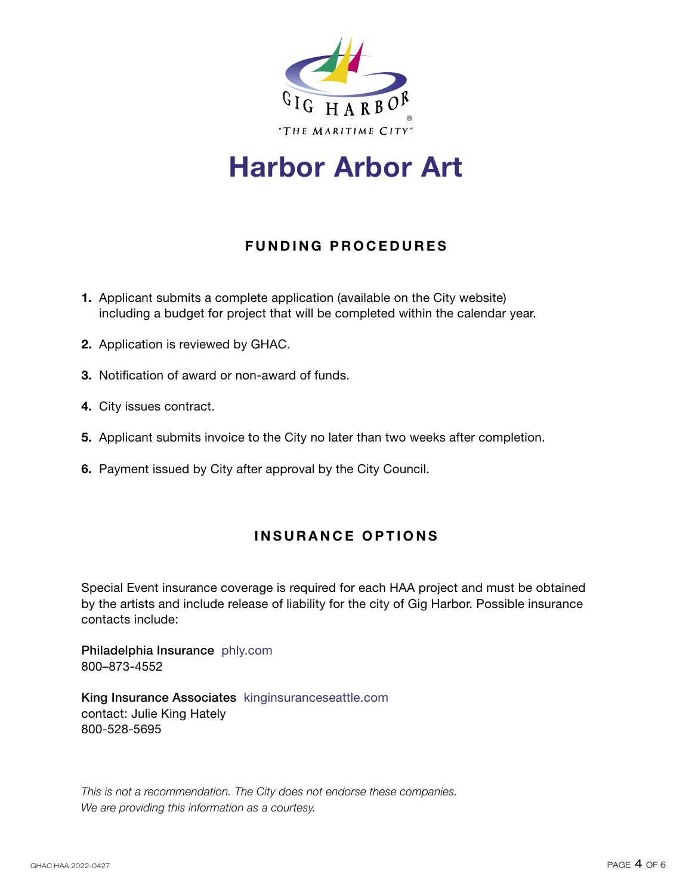# Harbor Arbor Art

## FUNDING PROCEDURES

1. Applicant submits a complete application (available on the City website) including a budget for project that will be completed within the calendar year.
2. Application is reviewed by GHAC.
3. Notification of award or non-award of funds.
4. City issues contract.
5. Applicant submits invoice to the City no later than two weeks after completion.
6. Payment issued by City after approval by the City Council.

## INSURANCE OPTIONS

Special Event insurance coverage is required for each HAA project and must be obtained by the artists and include release of liability for the city of Gig Harbor. Possible insurance contacts include:

**Philadelphia Insurance** phly.com
800–873-4552

**King Insurance Associates** kinginsuranceseattle.com
contact: Julie King Hately
800-528-5695

*This is not a recommendation. The City does not endorse these companies.*
*We are providing this information as a courtesy.*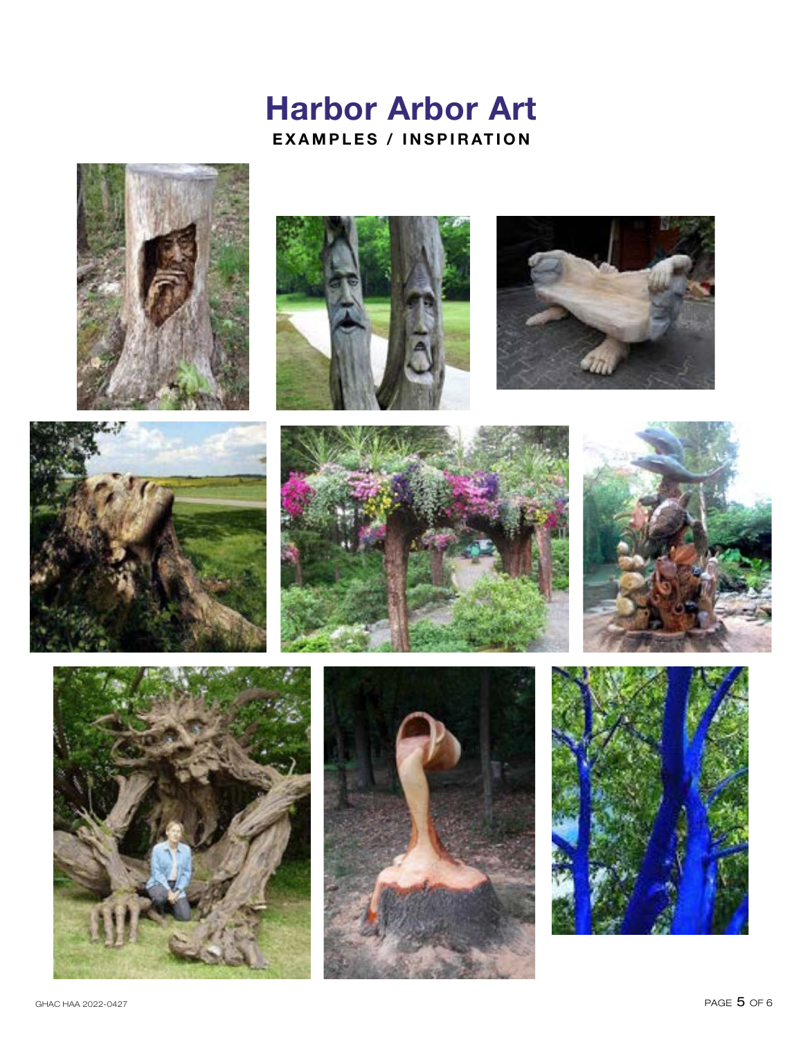# Harbor Arbor Art

**EXAMPLES / INSPIRATION**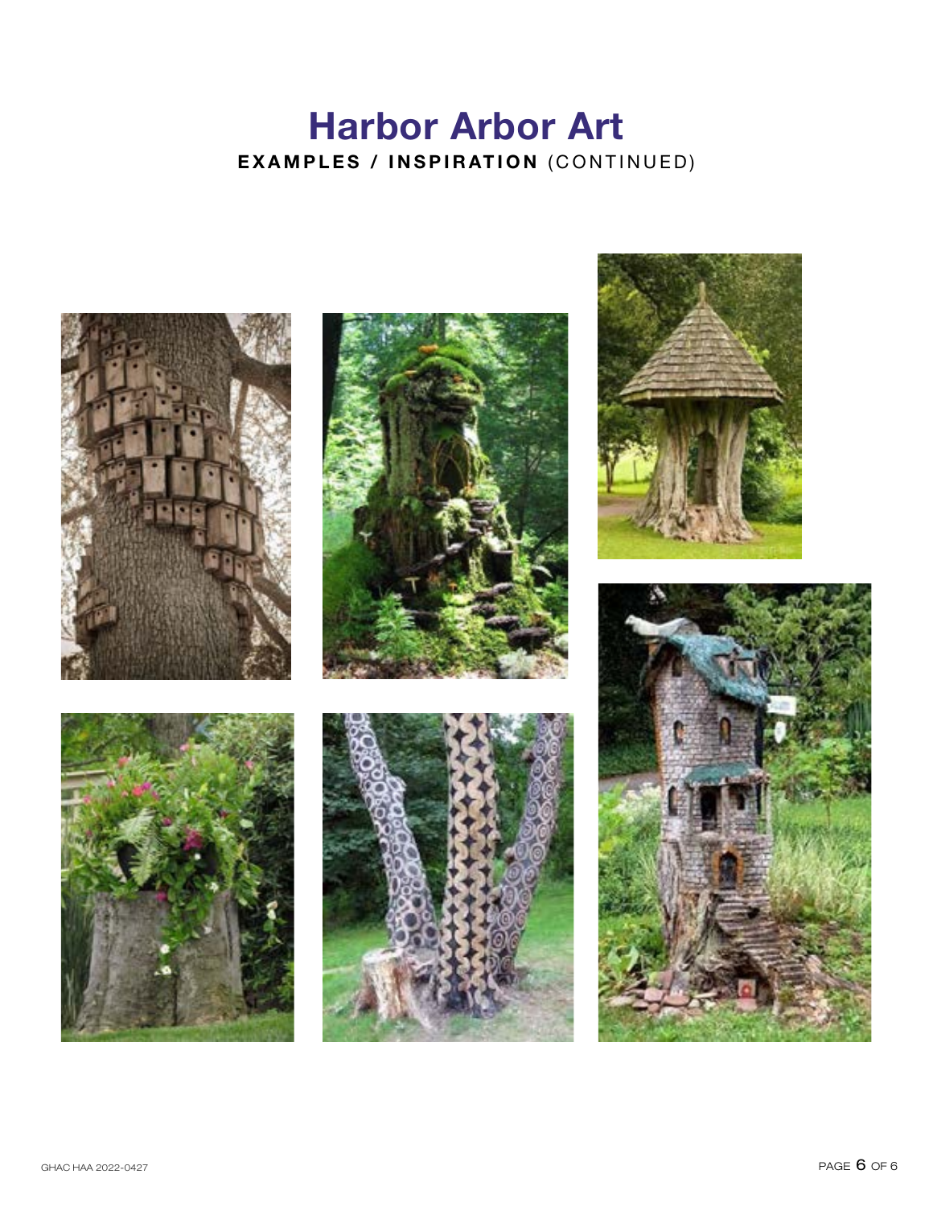# Harbor Arbor Art

**EXAMPLES / INSPIRATION** (CONTINUED)